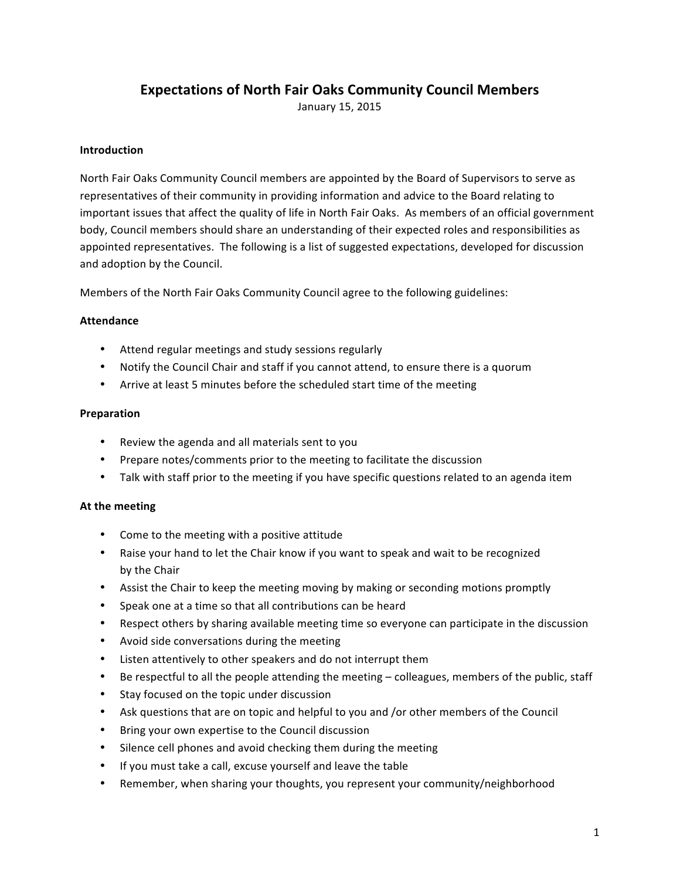# Expectations of North Fair Oaks Community Council Members

January 15, 2015

**Introduction**

North Fair Oaks Community Council members are appointed by the Board of Supervisors to serve as representatives of their community in providing information and advice to the Board relating to important issues that affect the quality of life in North Fair Oaks. As members of an official government body, Council members should share an understanding of their expected roles and responsibilities as appointed representatives. The following is a list of suggested expectations, developed for discussion and adoption by the Council.

Members of the North Fair Oaks Community Council agree to the following guidelines:

**Attendance**

- Attend regular meetings and study sessions regularly
- Notify the Council Chair and staff if you cannot attend, to ensure there is a quorum
- Arrive at least 5 minutes before the scheduled start time of the meeting

**Preparation**

- Review the agenda and all materials sent to you
- Prepare notes/comments prior to the meeting to facilitate the discussion
- Talk with staff prior to the meeting if you have specific questions related to an agenda item

**At the meeting**

- Come to the meeting with a positive attitude
- Raise your hand to let the Chair know if you want to speak and wait to be recognized by the Chair
- Assist the Chair to keep the meeting moving by making or seconding motions promptly
- Speak one at a time so that all contributions can be heard
- Respect others by sharing available meeting time so everyone can participate in the discussion
- Avoid side conversations during the meeting
- Listen attentively to other speakers and do not interrupt them
- Be respectful to all the people attending the meeting – colleagues, members of the public, staff
- Stay focused on the topic under discussion
- Ask questions that are on topic and helpful to you and /or other members of the Council
- Bring your own expertise to the Council discussion
- Silence cell phones and avoid checking them during the meeting
- If you must take a call, excuse yourself and leave the table
- Remember, when sharing your thoughts, you represent your community/neighborhood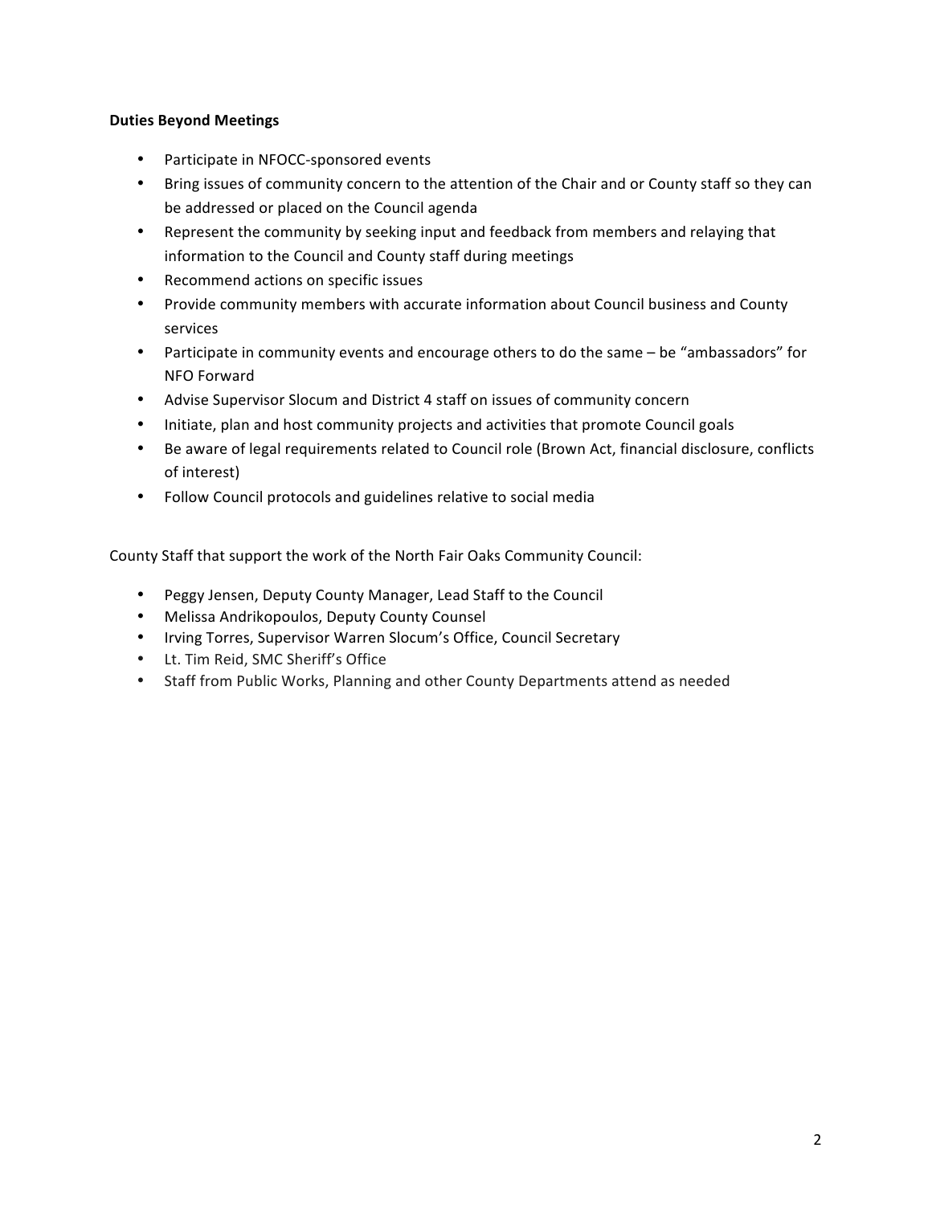**Duties Beyond Meetings**

- Participate in NFOCC-sponsored events
- Bring issues of community concern to the attention of the Chair and or County staff so they can be addressed or placed on the Council agenda
- Represent the community by seeking input and feedback from members and relaying that information to the Council and County staff during meetings
- Recommend actions on specific issues
- Provide community members with accurate information about Council business and County services
- Participate in community events and encourage others to do the same – be "ambassadors" for NFO Forward
- Advise Supervisor Slocum and District 4 staff on issues of community concern
- Initiate, plan and host community projects and activities that promote Council goals
- Be aware of legal requirements related to Council role (Brown Act, financial disclosure, conflicts of interest)
- Follow Council protocols and guidelines relative to social media

County Staff that support the work of the North Fair Oaks Community Council:

- Peggy Jensen, Deputy County Manager, Lead Staff to the Council
- Melissa Andrikopoulos, Deputy County Counsel
- Irving Torres, Supervisor Warren Slocum's Office, Council Secretary
- Lt. Tim Reid, SMC Sheriff's Office
- Staff from Public Works, Planning and other County Departments attend as needed